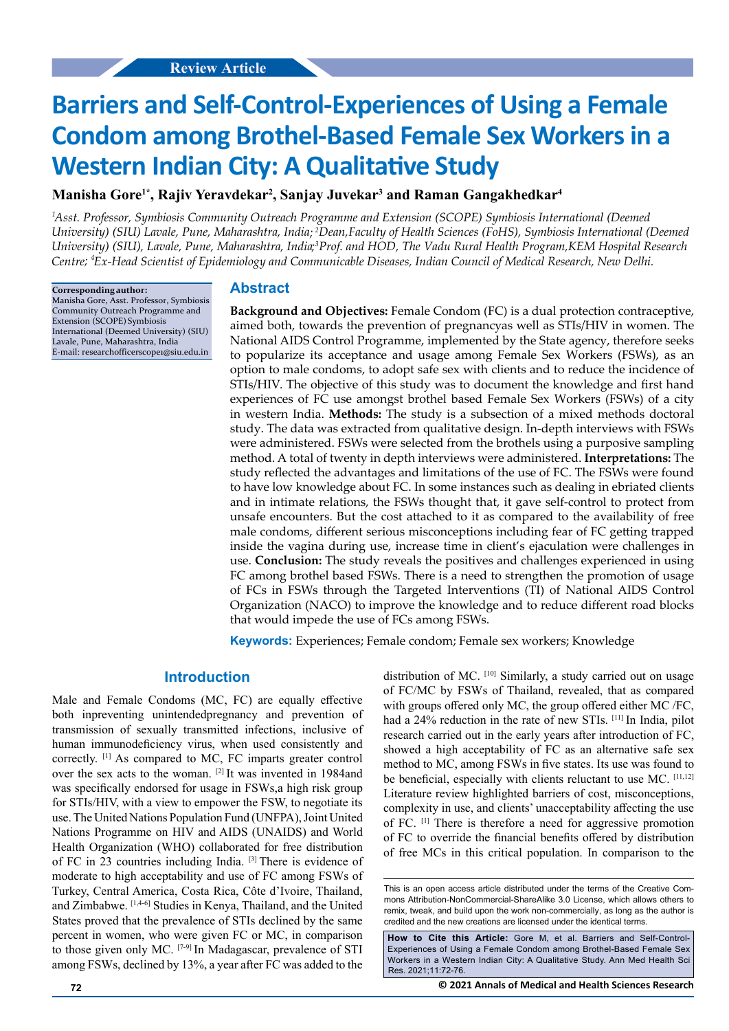Review Article

# Barriers and Self-Control-Experiences of Using a Female Condom among Brothel-Based Female Sex Workers in a Western Indian City: A Qualitative Study

**Manisha Gore[1*], Rajiv Yeravdekar[2], Sanjay Juvekar[3] and Raman Gangakhedkar[4]**

*[1]Asst. Professor, Symbiosis Community Outreach Programme and Extension (SCOPE) Symbiosis International (Deemed University) (SIU) Lavale, Pune, Maharashtra, India; [2]Dean,Faculty of Health Sciences (FoHS), Symbiosis International (Deemed University) (SIU), Lavale, Pune, Maharashtra, India;[3]Prof. and HOD, The Vadu Rural Health Program,KEM Hospital Research Centre; [4]Ex-Head Scientist of Epidemiology and Communicable Diseases, Indian Council of Medical Research, New Delhi.*

**Corresponding author:**
Manisha Gore, Asst. Professor, Symbiosis Community Outreach Programme and Extension (SCOPE) Symbiosis International (Deemed University) (SIU) Lavale, Pune, Maharashtra, India
E-mail: researchofficerscope1@siu.edu.in

## Abstract

**Background and Objectives:** Female Condom (FC) is a dual protection contraceptive, aimed both, towards the prevention of pregnancyas well as STIs/HIV in women. The National AIDS Control Programme, implemented by the State agency, therefore seeks to popularize its acceptance and usage among Female Sex Workers (FSWs), as an option to male condoms, to adopt safe sex with clients and to reduce the incidence of STIs/HIV. The objective of this study was to document the knowledge and first hand experiences of FC use amongst brothel based Female Sex Workers (FSWs) of a city in western India. **Methods:** The study is a subsection of a mixed methods doctoral study. The data was extracted from qualitative design. In-depth interviews with FSWs were administered. FSWs were selected from the brothels using a purposive sampling method. A total of twenty in depth interviews were administered. **Interpretations:** The study reflected the advantages and limitations of the use of FC. The FSWs were found to have low knowledge about FC. In some instances such as dealing in ebriated clients and in intimate relations, the FSWs thought that, it gave self-control to protect from unsafe encounters. But the cost attached to it as compared to the availability of free male condoms, different serious misconceptions including fear of FC getting trapped inside the vagina during use, increase time in client's ejaculation were challenges in use. **Conclusion:** The study reveals the positives and challenges experienced in using FC among brothel based FSWs. There is a need to strengthen the promotion of usage of FCs in FSWs through the Targeted Interventions (TI) of National AIDS Control Organization (NACO) to improve the knowledge and to reduce different road blocks that would impede the use of FCs among FSWs.

**Keywords:** Experiences; Female condom; Female sex workers; Knowledge

## Introduction

Male and Female Condoms (MC, FC) are equally effective both inpreventing unintendedpregnancy and prevention of transmission of sexually transmitted infections, inclusive of human immunodeficiency virus, when used consistently and correctly. [1] As compared to MC, FC imparts greater control over the sex acts to the woman. [2] It was invented in 1984and was specifically endorsed for usage in FSWs,a high risk group for STIs/HIV, with a view to empower the FSW, to negotiate its use. The United Nations Population Fund (UNFPA), Joint United Nations Programme on HIV and AIDS (UNAIDS) and World Health Organization (WHO) collaborated for free distribution of FC in 23 countries including India. [3] There is evidence of moderate to high acceptability and use of FC among FSWs of Turkey, Central America, Costa Rica, Côte d'Ivoire, Thailand, and Zimbabwe. [1,4-6] Studies in Kenya, Thailand, and the United States proved that the prevalence of STIs declined by the same percent in women, who were given FC or MC, in comparison to those given only MC. [7-9] In Madagascar, prevalence of STI among FSWs, declined by 13%, a year after FC was added to the distribution of MC. [10] Similarly, a study carried out on usage of FC/MC by FSWs of Thailand, revealed, that as compared with groups offered only MC, the group offered either MC /FC, had a 24% reduction in the rate of new STIs. [11] In India, pilot research carried out in the early years after introduction of FC, showed a high acceptability of FC as an alternative safe sex method to MC, among FSWs in five states. Its use was found to be beneficial, especially with clients reluctant to use MC. [11,12] Literature review highlighted barriers of cost, misconceptions, complexity in use, and clients' unacceptability affecting the use of FC. [1] There is therefore a need for aggressive promotion of FC to override the financial benefits offered by distribution of free MCs in this critical population. In comparison to the

This is an open access article distributed under the terms of the Creative Commons Attribution-NonCommercial-ShareAlike 3.0 License, which allows others to remix, tweak, and build upon the work non-commercially, as long as the author is credited and the new creations are licensed under the identical terms.

**How to Cite this Article:** Gore M, et al. Barriers and Self-Control-Experiences of Using a Female Condom among Brothel-Based Female Sex Workers in a Western Indian City: A Qualitative Study. Ann Med Health Sci Res. 2021;11:72-76.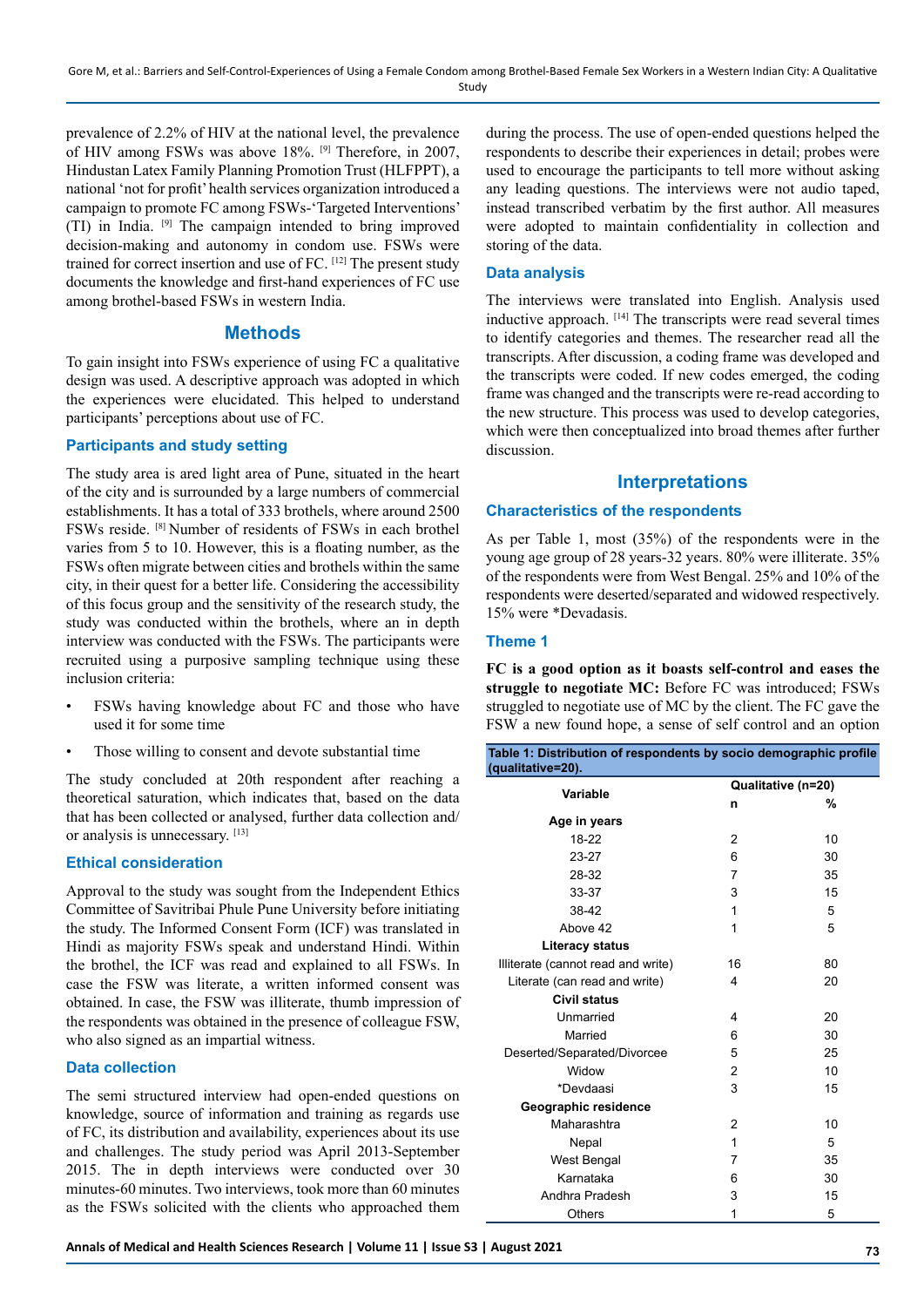prevalence of 2.2% of HIV at the national level, the prevalence of HIV among FSWs was above 18%. [9] Therefore, in 2007, Hindustan Latex Family Planning Promotion Trust (HLFPPT), a national 'not for profit' health services organization introduced a campaign to promote FC among FSWs-'Targeted Interventions' (TI) in India. [9] The campaign intended to bring improved decision-making and autonomy in condom use. FSWs were trained for correct insertion and use of FC. [12] The present study documents the knowledge and first-hand experiences of FC use among brothel-based FSWs in western India.

## Methods

To gain insight into FSWs experience of using FC a qualitative design was used. A descriptive approach was adopted in which the experiences were elucidated. This helped to understand participants' perceptions about use of FC.

### Participants and study setting

The study area is ared light area of Pune, situated in the heart of the city and is surrounded by a large numbers of commercial establishments. It has a total of 333 brothels, where around 2500 FSWs reside. [8] Number of residents of FSWs in each brothel varies from 5 to 10. However, this is a floating number, as the FSWs often migrate between cities and brothels within the same city, in their quest for a better life. Considering the accessibility of this focus group and the sensitivity of the research study, the study was conducted within the brothels, where an in depth interview was conducted with the FSWs. The participants were recruited using a purposive sampling technique using these inclusion criteria:

- FSWs having knowledge about FC and those who have used it for some time
- Those willing to consent and devote substantial time

The study concluded at 20th respondent after reaching a theoretical saturation, which indicates that, based on the data that has been collected or analysed, further data collection and/or analysis is unnecessary. [13]

### Ethical consideration

Approval to the study was sought from the Independent Ethics Committee of Savitribai Phule Pune University before initiating the study. The Informed Consent Form (ICF) was translated in Hindi as majority FSWs speak and understand Hindi. Within the brothel, the ICF was read and explained to all FSWs. In case the FSW was literate, a written informed consent was obtained. In case, the FSW was illiterate, thumb impression of the respondents was obtained in the presence of colleague FSW, who also signed as an impartial witness.

### Data collection

The semi structured interview had open-ended questions on knowledge, source of information and training as regards use of FC, its distribution and availability, experiences about its use and challenges. The study period was April 2013-September 2015. The in depth interviews were conducted over 30 minutes-60 minutes. Two interviews, took more than 60 minutes as the FSWs solicited with the clients who approached them during the process. The use of open-ended questions helped the respondents to describe their experiences in detail; probes were used to encourage the participants to tell more without asking any leading questions. The interviews were not audio taped, instead transcribed verbatim by the first author. All measures were adopted to maintain confidentiality in collection and storing of the data.

### Data analysis

The interviews were translated into English. Analysis used inductive approach. [14] The transcripts were read several times to identify categories and themes. The researcher read all the transcripts. After discussion, a coding frame was developed and the transcripts were coded. If new codes emerged, the coding frame was changed and the transcripts were re-read according to the new structure. This process was used to develop categories, which were then conceptualized into broad themes after further discussion.

## Interpretations

### Characteristics of the respondents

As per Table 1, most (35%) of the respondents were in the young age group of 28 years-32 years. 80% were illiterate. 35% of the respondents were from West Bengal. 25% and 10% of the respondents were deserted/separated and widowed respectively. 15% were *Devadasis.

### Theme 1

**FC is a good option as it boasts self-control and eases the struggle to negotiate MC:** Before FC was introduced; FSWs struggled to negotiate use of MC by the client. The FC gave the FSW a new found hope, a sense of self control and an option

**Table 1: Distribution of respondents by socio demographic profile (qualitative=20).**

| Variable | Qualitative (n=20) | |
|---|---|---|
| | n | % |
| **Age in years** | | |
| 18-22 | 2 | 10 |
| 23-27 | 6 | 30 |
| 28-32 | 7 | 35 |
| 33-37 | 3 | 15 |
| 38-42 | 1 | 5 |
| Above 42 | 1 | 5 |
| **Literacy status** | | |
| Illiterate (cannot read and write) | 16 | 80 |
| Literate (can read and write) | 4 | 20 |
| **Civil status** | | |
| Unmarried | 4 | 20 |
| Married | 6 | 30 |
| Deserted/Separated/Divorcee | 5 | 25 |
| Widow | 2 | 10 |
| *Devdaasi | 3 | 15 |
| **Geographic residence** | | |
| Maharashtra | 2 | 10 |
| Nepal | 1 | 5 |
| West Bengal | 7 | 35 |
| Karnataka | 6 | 30 |
| Andhra Pradesh | 3 | 15 |
| Others | 1 | 5 |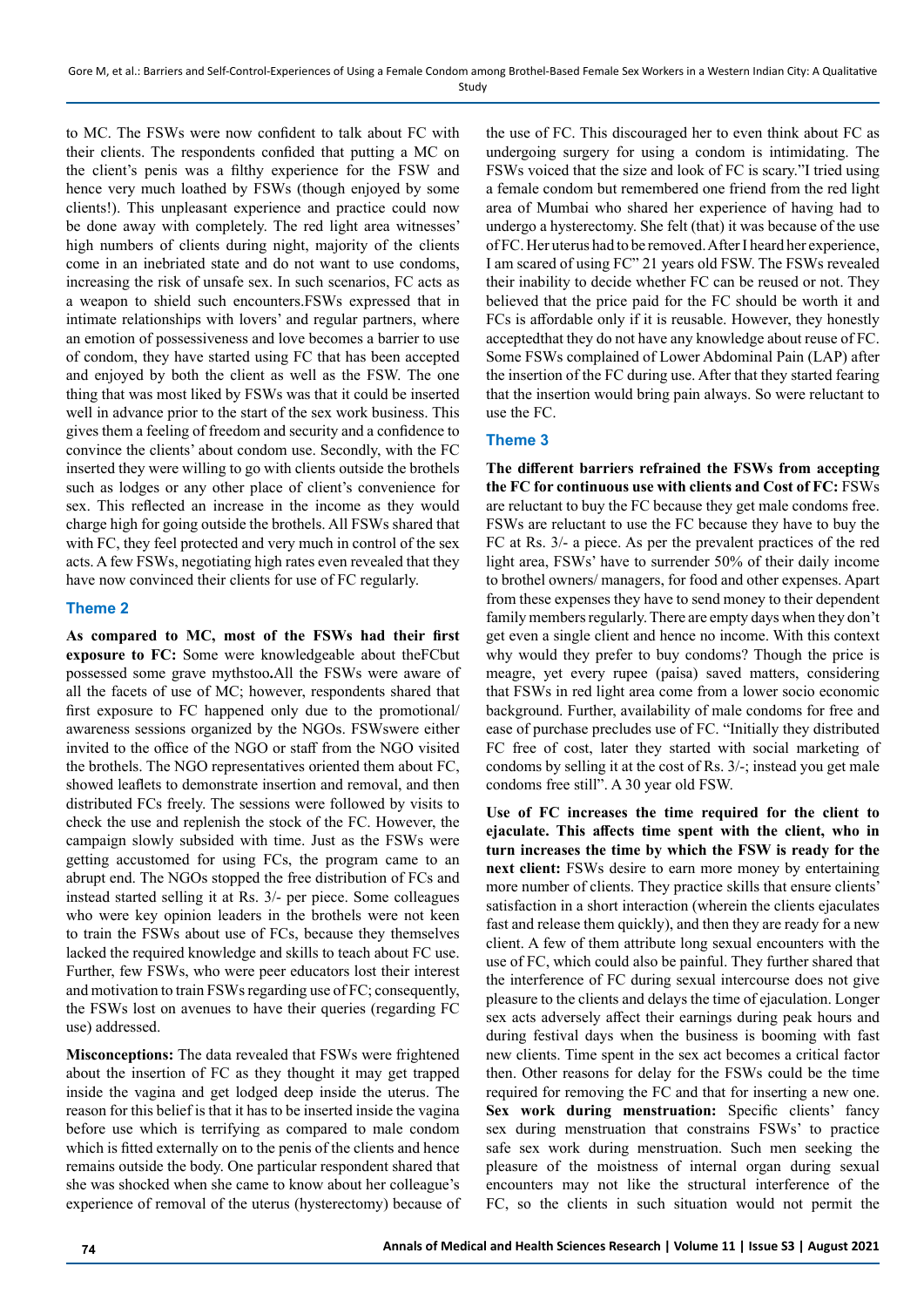to MC. The FSWs were now confident to talk about FC with their clients. The respondents confided that putting a MC on the client's penis was a filthy experience for the FSW and hence very much loathed by FSWs (though enjoyed by some clients!). This unpleasant experience and practice could now be done away with completely. The red light area witnesses' high numbers of clients during night, majority of the clients come in an inebriated state and do not want to use condoms, increasing the risk of unsafe sex. In such scenarios, FC acts as a weapon to shield such encounters.FSWs expressed that in intimate relationships with lovers' and regular partners, where an emotion of possessiveness and love becomes a barrier to use of condom, they have started using FC that has been accepted and enjoyed by both the client as well as the FSW. The one thing that was most liked by FSWs was that it could be inserted well in advance prior to the start of the sex work business. This gives them a feeling of freedom and security and a confidence to convince the clients' about condom use. Secondly, with the FC inserted they were willing to go with clients outside the brothels such as lodges or any other place of client's convenience for sex. This reflected an increase in the income as they would charge high for going outside the brothels. All FSWs shared that with FC, they feel protected and very much in control of the sex acts. A few FSWs, negotiating high rates even revealed that they have now convinced their clients for use of FC regularly.

## Theme 2

**As compared to MC, most of the FSWs had their first exposure to FC:** Some were knowledgeable about theFCbut possessed some grave mythstoo**.**All the FSWs were aware of all the facets of use of MC; however, respondents shared that first exposure to FC happened only due to the promotional/ awareness sessions organized by the NGOs. FSWswere either invited to the office of the NGO or staff from the NGO visited the brothels. The NGO representatives oriented them about FC, showed leaflets to demonstrate insertion and removal, and then distributed FCs freely. The sessions were followed by visits to check the use and replenish the stock of the FC. However, the campaign slowly subsided with time. Just as the FSWs were getting accustomed for using FCs, the program came to an abrupt end. The NGOs stopped the free distribution of FCs and instead started selling it at Rs. 3/- per piece. Some colleagues who were key opinion leaders in the brothels were not keen to train the FSWs about use of FCs, because they themselves lacked the required knowledge and skills to teach about FC use. Further, few FSWs, who were peer educators lost their interest and motivation to train FSWs regarding use of FC; consequently, the FSWs lost on avenues to have their queries (regarding FC use) addressed.

**Misconceptions:** The data revealed that FSWs were frightened about the insertion of FC as they thought it may get trapped inside the vagina and get lodged deep inside the uterus. The reason for this belief is that it has to be inserted inside the vagina before use which is terrifying as compared to male condom which is fitted externally on to the penis of the clients and hence remains outside the body. One particular respondent shared that she was shocked when she came to know about her colleague's experience of removal of the uterus (hysterectomy) because of the use of FC. This discouraged her to even think about FC as undergoing surgery for using a condom is intimidating. The FSWs voiced that the size and look of FC is scary."I tried using a female condom but remembered one friend from the red light area of Mumbai who shared her experience of having had to undergo a hysterectomy. She felt (that) it was because of the use of FC. Her uterus had to be removed. After I heard her experience, I am scared of using FC" 21 years old FSW. The FSWs revealed their inability to decide whether FC can be reused or not. They believed that the price paid for the FC should be worth it and FCs is affordable only if it is reusable. However, they honestly acceptedthat they do not have any knowledge about reuse of FC. Some FSWs complained of Lower Abdominal Pain (LAP) after the insertion of the FC during use. After that they started fearing that the insertion would bring pain always. So were reluctant to use the FC.

## Theme 3

**The different barriers refrained the FSWs from accepting the FC for continuous use with clients and Cost of FC:** FSWs are reluctant to buy the FC because they get male condoms free. FSWs are reluctant to use the FC because they have to buy the FC at Rs. 3/- a piece. As per the prevalent practices of the red light area, FSWs' have to surrender 50% of their daily income to brothel owners/ managers, for food and other expenses. Apart from these expenses they have to send money to their dependent family members regularly. There are empty days when they don't get even a single client and hence no income. With this context why would they prefer to buy condoms? Though the price is meagre, yet every rupee (paisa) saved matters, considering that FSWs in red light area come from a lower socio economic background. Further, availability of male condoms for free and ease of purchase precludes use of FC. "Initially they distributed FC free of cost, later they started with social marketing of condoms by selling it at the cost of Rs. 3/-; instead you get male condoms free still". A 30 year old FSW.

**Use of FC increases the time required for the client to ejaculate. This affects time spent with the client, who in turn increases the time by which the FSW is ready for the next client:** FSWs desire to earn more money by entertaining more number of clients. They practice skills that ensure clients' satisfaction in a short interaction (wherein the clients ejaculates fast and release them quickly), and then they are ready for a new client. A few of them attribute long sexual encounters with the use of FC, which could also be painful. They further shared that the interference of FC during sexual intercourse does not give pleasure to the clients and delays the time of ejaculation. Longer sex acts adversely affect their earnings during peak hours and during festival days when the business is booming with fast new clients. Time spent in the sex act becomes a critical factor then. Other reasons for delay for the FSWs could be the time required for removing the FC and that for inserting a new one. **Sex work during menstruation:** Specific clients' fancy sex during menstruation that constrains FSWs' to practice safe sex work during menstruation. Such men seeking the pleasure of the moistness of internal organ during sexual encounters may not like the structural interference of the FC, so the clients in such situation would not permit the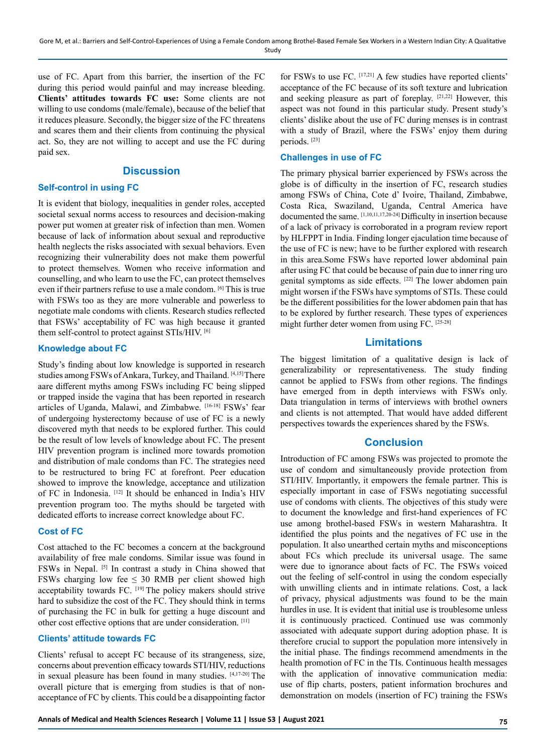use of FC. Apart from this barrier, the insertion of the FC during this period would painful and may increase bleeding. **Clients' attitudes towards FC use:** Some clients are not willing to use condoms (male/female), because of the belief that it reduces pleasure. Secondly, the bigger size of the FC threatens and scares them and their clients from continuing the physical act. So, they are not willing to accept and use the FC during paid sex.

## Discussion

### Self-control in using FC

It is evident that biology, inequalities in gender roles, accepted societal sexual norms access to resources and decision-making power put women at greater risk of infection than men. Women because of lack of information about sexual and reproductive health neglects the risks associated with sexual behaviors. Even recognizing their vulnerability does not make them powerful to protect themselves. Women who receive information and counselling, and who learn to use the FC, can protect themselves even if their partners refuse to use a male condom. [6] This is true with FSWs too as they are more vulnerable and powerless to negotiate male condoms with clients. Research studies reflected that FSWs' acceptability of FC was high because it granted them self-control to protect against STIs/HIV. [6]

### Knowledge about FC

Study's finding about low knowledge is supported in research studies among FSWs of Ankara, Turkey, and Thailand. [4,15] There aare different myths among FSWs including FC being slipped or trapped inside the vagina that has been reported in research articles of Uganda, Malawi, and Zimbabwe. [16-18] FSWs' fear of undergoing hysterectomy because of use of FC is a newly discovered myth that needs to be explored further. This could be the result of low levels of knowledge about FC. The present HIV prevention program is inclined more towards promotion and distribution of male condoms than FC. The strategies need to be restructured to bring FC at forefront. Peer education showed to improve the knowledge, acceptance and utilization of FC in Indonesia. [12] It should be enhanced in India's HIV prevention program too. The myths should be targeted with dedicated efforts to increase correct knowledge about FC.

### Cost of FC

Cost attached to the FC becomes a concern at the background availability of free male condoms. Similar issue was found in FSWs in Nepal. [5] In contrast a study in China showed that FSWs charging low fee ≤ 30 RMB per client showed high acceptability towards FC. [19] The policy makers should strive hard to subsidize the cost of the FC. They should think in terms of purchasing the FC in bulk for getting a huge discount and other cost effective options that are under consideration. [11]

### Clients' attitude towards FC

Clients' refusal to accept FC because of its strangeness, size, concerns about prevention efficacy towards STI/HIV, reductions in sexual pleasure has been found in many studies. [4,17-20] The overall picture that is emerging from studies is that of non-acceptance of FC by clients. This could be a disappointing factor for FSWs to use FC. [17,21] A few studies have reported clients' acceptance of the FC because of its soft texture and lubrication and seeking pleasure as part of foreplay. [21,22] However, this aspect was not found in this particular study. Present study's clients' dislike about the use of FC during menses is in contrast with a study of Brazil, where the FSWs' enjoy them during periods. [23]

### Challenges in use of FC

The primary physical barrier experienced by FSWs across the globe is of difficulty in the insertion of FC, research studies among FSWs of China, Cote d' Ivoire, Thailand, Zimbabwe, Costa Rica, Swaziland, Uganda, Central America have documented the same. [1,10,11,17,20-24] Difficulty in insertion because of a lack of privacy is corroborated in a program review report by HLFPPT in India. Finding longer ejaculation time because of the use of FC is new; have to be further explored with research in this area.Some FSWs have reported lower abdominal pain after using FC that could be because of pain due to inner ring oro genital symptoms as side effects. [22] The lower abdomen pain might worsen if the FSWs have symptoms of STIs. These could be the different possibilities for the lower abdomen pain that has to be explored by further research. These types of experiences might further deter women from using FC. [25-28]

## Limitations

The biggest limitation of a qualitative design is lack of generalizability or representativeness. The study finding cannot be applied to FSWs from other regions. The findings have emerged from in depth interviews with FSWs only. Data triangulation in terms of interviews with brothel owners and clients is not attempted. That would have added different perspectives towards the experiences shared by the FSWs.

## Conclusion

Introduction of FC among FSWs was projected to promote the use of condom and simultaneously provide protection from STI/HIV. Importantly, it empowers the female partner. This is especially important in case of FSWs negotiating successful use of condoms with clients. The objectives of this study were to document the knowledge and first-hand experiences of FC use among brothel-based FSWs in western Maharashtra. It identified the plus points and the negatives of FC use in the population. It also unearthed certain myths and misconceptions about FCs which preclude its universal usage. The same were due to ignorance about facts of FC. The FSWs voiced out the feeling of self-control in using the condom especially with unwilling clients and in intimate relations. Cost, a lack of privacy, physical adjustments was found to be the main hurdles in use. It is evident that initial use is troublesome unless it is continuously practiced. Continued use was commonly associated with adequate support during adoption phase. It is therefore crucial to support the population more intensively in the initial phase. The findings recommend amendments in the health promotion of FC in the TIs. Continuous health messages with the application of innovative communication media: use of flip charts, posters, patient information brochures and demonstration on models (insertion of FC) training the FSWs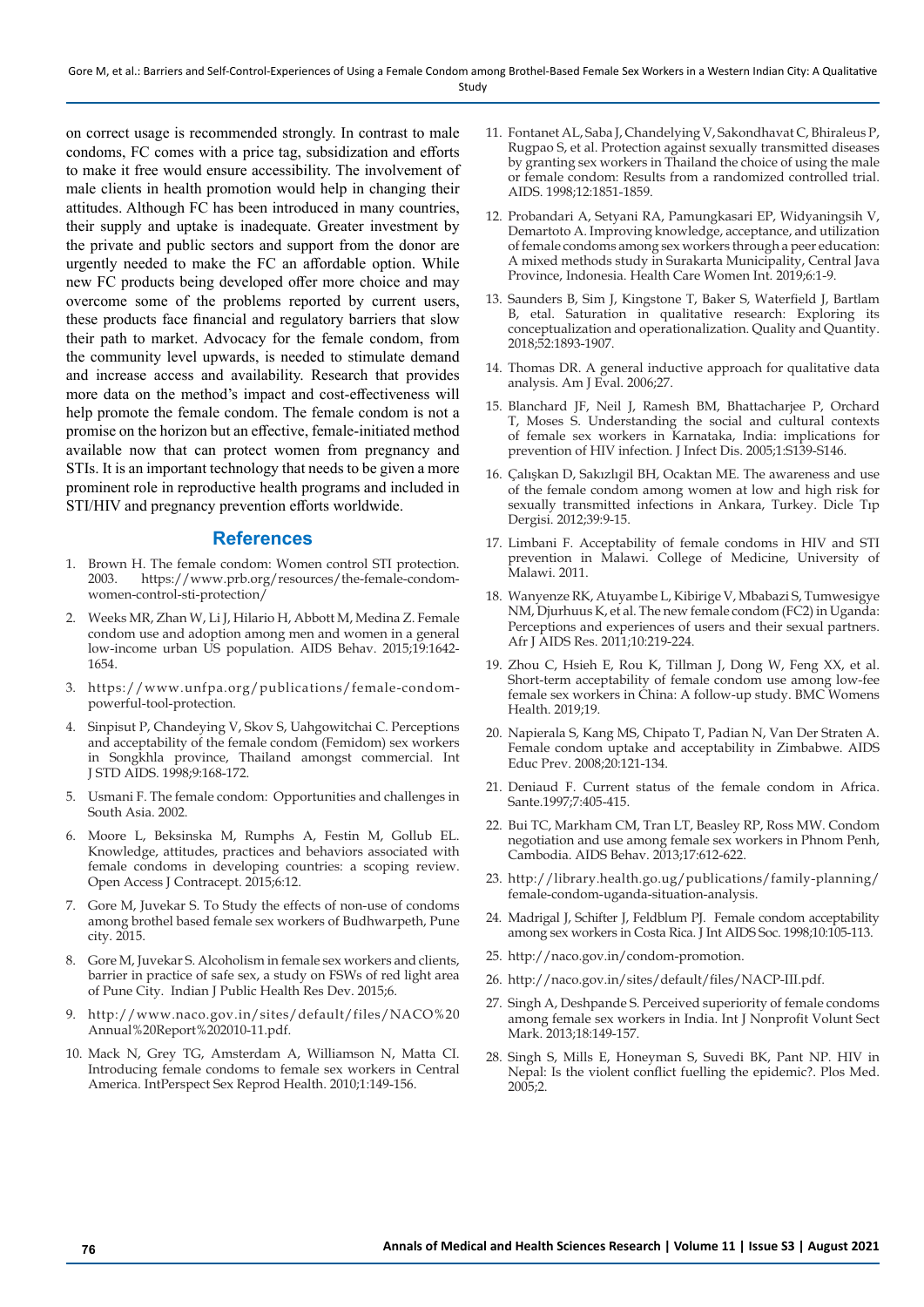on correct usage is recommended strongly. In contrast to male condoms, FC comes with a price tag, subsidization and efforts to make it free would ensure accessibility. The involvement of male clients in health promotion would help in changing their attitudes. Although FC has been introduced in many countries, their supply and uptake is inadequate. Greater investment by the private and public sectors and support from the donor are urgently needed to make the FC an affordable option. While new FC products being developed offer more choice and may overcome some of the problems reported by current users, these products face financial and regulatory barriers that slow their path to market. Advocacy for the female condom, from the community level upwards, is needed to stimulate demand and increase access and availability. Research that provides more data on the method's impact and cost-effectiveness will help promote the female condom. The female condom is not a promise on the horizon but an effective, female-initiated method available now that can protect women from pregnancy and STIs. It is an important technology that needs to be given a more prominent role in reproductive health programs and included in STI/HIV and pregnancy prevention efforts worldwide.

## References

1. Brown H. The female condom: Women control STI protection. 2003. https://www.prb.org/resources/the-female-condom-women-control-sti-protection/
2. Weeks MR, Zhan W, Li J, Hilario H, Abbott M, Medina Z. Female condom use and adoption among men and women in a general low-income urban US population. AIDS Behav. 2015;19:1642-1654.
3. https://www.unfpa.org/publications/female-condom-powerful-tool-protection.
4. Sinpisut P, Chandeying V, Skov S, Uahgowitchai C. Perceptions and acceptability of the female condom (Femidom) sex workers in Songkhla province, Thailand amongst commercial. Int J STD AIDS. 1998;9:168-172.
5. Usmani F. The female condom: Opportunities and challenges in South Asia. 2002.
6. Moore L, Beksinska M, Rumphs A, Festin M, Gollub EL. Knowledge, attitudes, practices and behaviors associated with female condoms in developing countries: a scoping review. Open Access J Contracept. 2015;6:12.
7. Gore M, Juvekar S. To Study the effects of non-use of condoms among brothel based female sex workers of Budhwarpeth, Pune city. 2015.
8. Gore M, Juvekar S. Alcoholism in female sex workers and clients, barrier in practice of safe sex, a study on FSWs of red light area of Pune City. Indian J Public Health Res Dev. 2015;6.
9. http://www.naco.gov.in/sites/default/files/NACO%20Annual%20Report%202010-11.pdf.
10. Mack N, Grey TG, Amsterdam A, Williamson N, Matta CI. Introducing female condoms to female sex workers in Central America. IntPerspect Sex Reprod Health. 2010;1:149-156.
11. Fontanet AL, Saba J, Chandelying V, Sakondhavat C, Bhiraleus P, Rugpao S, et al. Protection against sexually transmitted diseases by granting sex workers in Thailand the choice of using the male or female condom: Results from a randomized controlled trial. AIDS. 1998;12:1851-1859.
12. Probandari A, Setyani RA, Pamungkasari EP, Widyaningsih V, Demartoto A. Improving knowledge, acceptance, and utilization of female condoms among sex workers through a peer education: A mixed methods study in Surakarta Municipality, Central Java Province, Indonesia. Health Care Women Int. 2019;6:1-9.
13. Saunders B, Sim J, Kingstone T, Baker S, Waterfield J, Bartlam B, etal. Saturation in qualitative research: Exploring its conceptualization and operationalization. Quality and Quantity. 2018;52:1893-1907.
14. Thomas DR. A general inductive approach for qualitative data analysis. Am J Eval. 2006;27.
15. Blanchard JF, Neil J, Ramesh BM, Bhattacharjee P, Orchard T, Moses S. Understanding the social and cultural contexts of female sex workers in Karnataka, India: implications for prevention of HIV infection. J Infect Dis. 2005;1:S139-S146.
16. Çalışkan D, Sakızlıgil BH, Ocaktan ME. The awareness and use of the female condom among women at low and high risk for sexually transmitted infections in Ankara, Turkey. Dicle Tıp Dergisi. 2012;39:9-15.
17. Limbani F. Acceptability of female condoms in HIV and STI prevention in Malawi. College of Medicine, University of Malawi. 2011.
18. Wanyenze RK, Atuyambe L, Kibirige V, Mbabazi S, Tumwesigye NM, Djurhuus K, et al. The new female condom (FC2) in Uganda: Perceptions and experiences of users and their sexual partners. Afr J AIDS Res. 2011;10:219-224.
19. Zhou C, Hsieh E, Rou K, Tillman J, Dong W, Feng XX, et al. Short-term acceptability of female condom use among low-fee female sex workers in China: A follow-up study. BMC Womens Health. 2019;19.
20. Napierala S, Kang MS, Chipato T, Padian N, Van Der Straten A. Female condom uptake and acceptability in Zimbabwe. AIDS Educ Prev. 2008;20:121-134.
21. Deniaud F. Current status of the female condom in Africa. Sante.1997;7:405-415.
22. Bui TC, Markham CM, Tran LT, Beasley RP, Ross MW. Condom negotiation and use among female sex workers in Phnom Penh, Cambodia. AIDS Behav. 2013;17:612-622.
23. http://library.health.go.ug/publications/family-planning/female-condom-uganda-situation-analysis.
24. Madrigal J, Schifter J, Feldblum PJ. Female condom acceptability among sex workers in Costa Rica. J Int AIDS Soc. 1998;10:105-113.
25. http://naco.gov.in/condom-promotion.
26. http://naco.gov.in/sites/default/files/NACP-III.pdf.
27. Singh A, Deshpande S. Perceived superiority of female condoms among female sex workers in India. Int J Nonprofit Volunt Sect Mark. 2013;18:149-157.
28. Singh S, Mills E, Honeyman S, Suvedi BK, Pant NP. HIV in Nepal: Is the violent conflict fuelling the epidemic?. Plos Med. 2005;2.